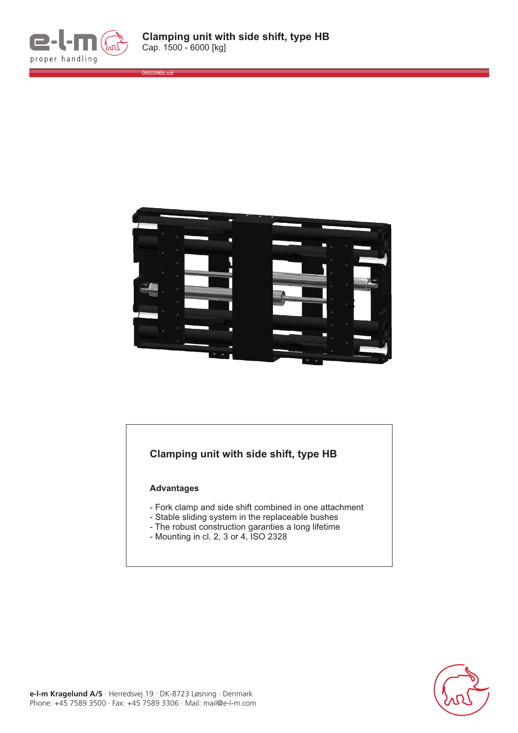# Clamping unit with side shift, type HB

Cap. 1500 - 6000 [kg]

0000396b.cdr

## Clamping unit with side shift, type HB

### Advantages

- Fork clamp and side shift combined in one attachment
- Stable sliding system in the replaceable bushes
- The robust construction garanties a long lifetime
- Mounting in cl. 2, 3 or 4, ISO 2328

**e-l-m Kragelund A/S** · Herredsvej 19 · DK-8723 Løsning · Denmark
Phone: +45 7589 3500 · Fax: +45 7589 3306 · Mail: mail@e-l-m.com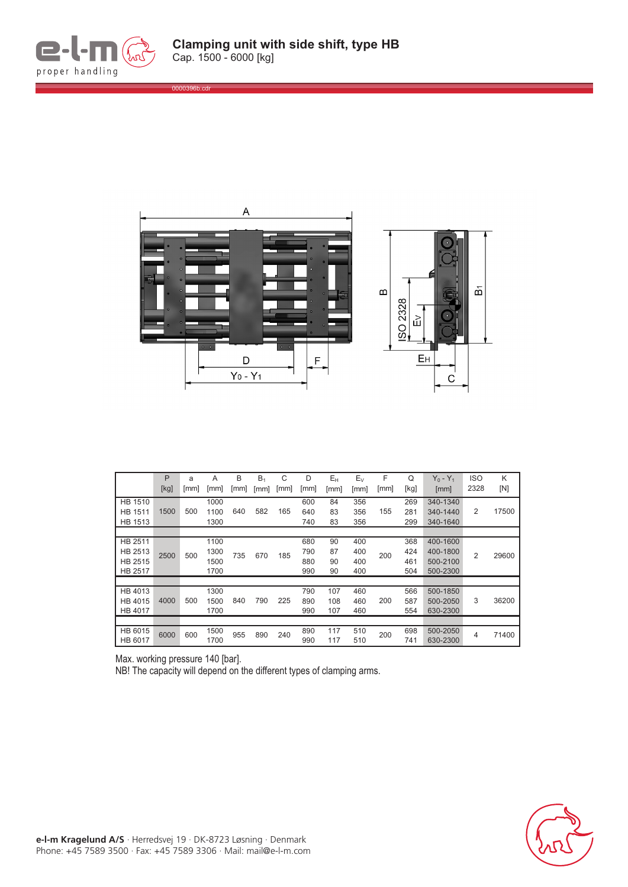# Clamping unit with side shift, type HB

Cap. 1500 - 6000 [kg]

0000396b.cdr

A

B

ISO 2328

$E_V$

$B_1$

D

F

$Y_0 - Y_1$

$E_H$

C

| | P [kg] | a [mm] | A [mm] | B [mm] | $B_1$ [mm] | C [mm] | D [mm] | $E_H$ [mm] | $E_V$ [mm] | F [mm] | Q [kg] | $Y_0 - Y_1$ [mm] | ISO 2328 | K [N] |
|---|---|---|---|---|---|---|---|---|---|---|---|---|---|---|
| HB 1510 | 1500 | 500 | 1000 | 640 | 582 | 165 | 600 | 84 | 356 | 155 | 269 | 340-1340 | 2 | 17500 |
| HB 1511 | | | 1100 | | | | 640 | 83 | 356 | | 281 | 340-1440 | | |
| HB 1513 | | | 1300 | | | | 740 | 83 | 356 | | 299 | 340-1640 | | |
| HB 2511 | 2500 | 500 | 1100 | 735 | 670 | 185 | 680 | 90 | 400 | 200 | 368 | 400-1600 | 2 | 29600 |
| HB 2513 | | | 1300 | | | | 790 | 87 | 400 | | 424 | 400-1800 | | |
| HB 2515 | | | 1500 | | | | 880 | 90 | 400 | | 461 | 500-2100 | | |
| HB 2517 | | | 1700 | | | | 990 | 90 | 400 | | 504 | 500-2300 | | |
| HB 4013 | 4000 | 500 | 1300 | 840 | 790 | 225 | 790 | 107 | 460 | 200 | 566 | 500-1850 | 3 | 36200 |
| HB 4015 | | | 1500 | | | | 890 | 108 | 460 | | 587 | 500-2050 | | |
| HB 4017 | | | 1700 | | | | 990 | 107 | 460 | | 554 | 630-2300 | | |
| HB 6015 | 6000 | 600 | 1500 | 955 | 890 | 240 | 890 | 117 | 510 | 200 | 698 | 500-2050 | 4 | 71400 |
| HB 6017 | | | 1700 | | | | 990 | 117 | 510 | | 741 | 630-2300 | | |

Max. working pressure 140 [bar].

NB! The capacity will depend on the different types of clamping arms.

**e-l-m Kragelund A/S** · Herredsvej 19 · DK-8723 Løsning · Denmark
Phone: +45 7589 3500 · Fax: +45 7589 3306 · Mail: mail@e-l-m.com